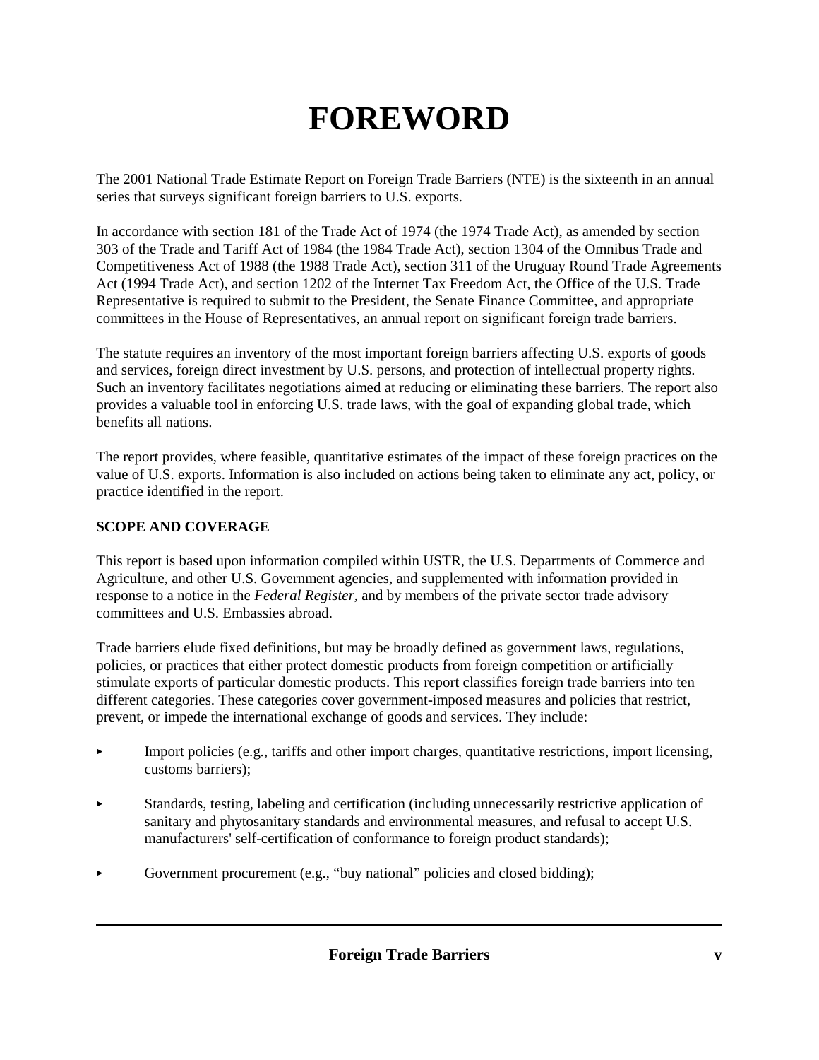# FOREWORD

The 2001 National Trade Estimate Report on Foreign Trade Barriers (NTE) is the sixteenth in an annual series that surveys significant foreign barriers to U.S. exports.

In accordance with section 181 of the Trade Act of 1974 (the 1974 Trade Act), as amended by section 303 of the Trade and Tariff Act of 1984 (the 1984 Trade Act), section 1304 of the Omnibus Trade and Competitiveness Act of 1988 (the 1988 Trade Act), section 311 of the Uruguay Round Trade Agreements Act (1994 Trade Act), and section 1202 of the Internet Tax Freedom Act, the Office of the U.S. Trade Representative is required to submit to the President, the Senate Finance Committee, and appropriate committees in the House of Representatives, an annual report on significant foreign trade barriers.

The statute requires an inventory of the most important foreign barriers affecting U.S. exports of goods and services, foreign direct investment by U.S. persons, and protection of intellectual property rights. Such an inventory facilitates negotiations aimed at reducing or eliminating these barriers. The report also provides a valuable tool in enforcing U.S. trade laws, with the goal of expanding global trade, which benefits all nations.

The report provides, where feasible, quantitative estimates of the impact of these foreign practices on the value of U.S. exports. Information is also included on actions being taken to eliminate any act, policy, or practice identified in the report.

**SCOPE AND COVERAGE**

This report is based upon information compiled within USTR, the U.S. Departments of Commerce and Agriculture, and other U.S. Government agencies, and supplemented with information provided in response to a notice in the *Federal Register*, and by members of the private sector trade advisory committees and U.S. Embassies abroad.

Trade barriers elude fixed definitions, but may be broadly defined as government laws, regulations, policies, or practices that either protect domestic products from foreign competition or artificially stimulate exports of particular domestic products. This report classifies foreign trade barriers into ten different categories. These categories cover government-imposed measures and policies that restrict, prevent, or impede the international exchange of goods and services. They include:

- Import policies (e.g., tariffs and other import charges, quantitative restrictions, import licensing, customs barriers);
- Standards, testing, labeling and certification (including unnecessarily restrictive application of sanitary and phytosanitary standards and environmental measures, and refusal to accept U.S. manufacturers' self-certification of conformance to foreign product standards);
- Government procurement (e.g., "buy national" policies and closed bidding);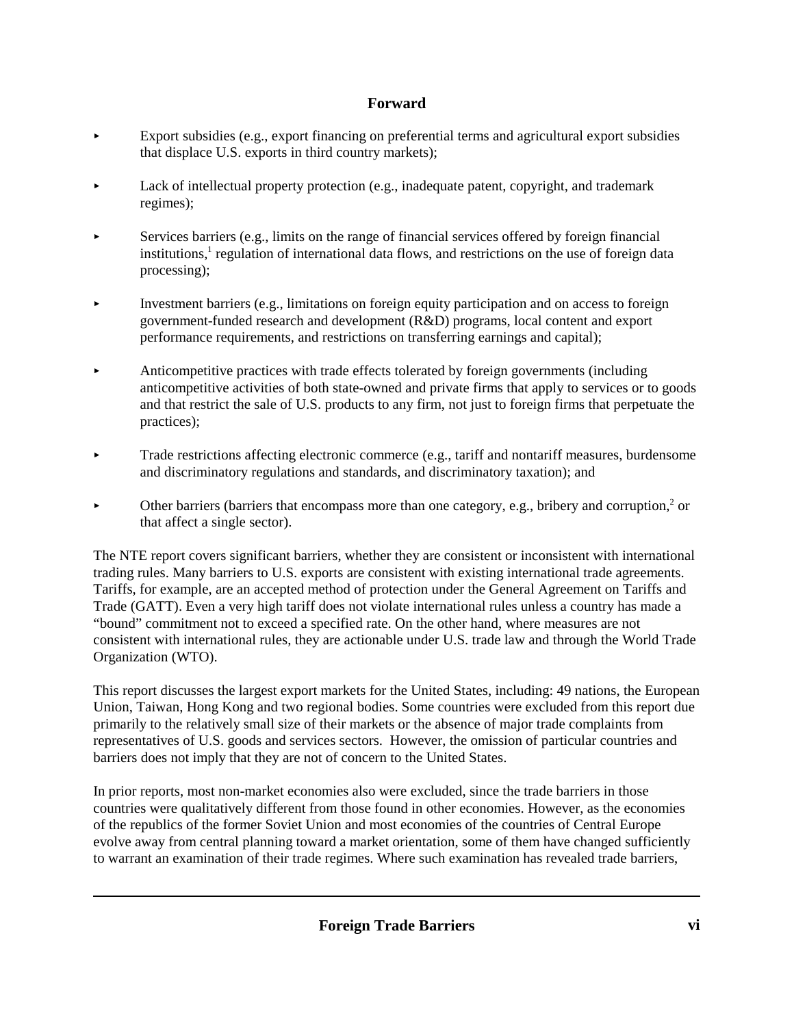## Forward

- Export subsidies (e.g., export financing on preferential terms and agricultural export subsidies that displace U.S. exports in third country markets);
- Lack of intellectual property protection (e.g., inadequate patent, copyright, and trademark regimes);
- Services barriers (e.g., limits on the range of financial services offered by foreign financial institutions,[1] regulation of international data flows, and restrictions on the use of foreign data processing);
- Investment barriers (e.g., limitations on foreign equity participation and on access to foreign government-funded research and development (R&D) programs, local content and export performance requirements, and restrictions on transferring earnings and capital);
- Anticompetitive practices with trade effects tolerated by foreign governments (including anticompetitive activities of both state-owned and private firms that apply to services or to goods and that restrict the sale of U.S. products to any firm, not just to foreign firms that perpetuate the practices);
- Trade restrictions affecting electronic commerce (e.g., tariff and nontariff measures, burdensome and discriminatory regulations and standards, and discriminatory taxation); and
- Other barriers (barriers that encompass more than one category, e.g., bribery and corruption,[2] or that affect a single sector).

The NTE report covers significant barriers, whether they are consistent or inconsistent with international trading rules. Many barriers to U.S. exports are consistent with existing international trade agreements. Tariffs, for example, are an accepted method of protection under the General Agreement on Tariffs and Trade (GATT). Even a very high tariff does not violate international rules unless a country has made a "bound" commitment not to exceed a specified rate. On the other hand, where measures are not consistent with international rules, they are actionable under U.S. trade law and through the World Trade Organization (WTO).

This report discusses the largest export markets for the United States, including: 49 nations, the European Union, Taiwan, Hong Kong and two regional bodies. Some countries were excluded from this report due primarily to the relatively small size of their markets or the absence of major trade complaints from representatives of U.S. goods and services sectors. However, the omission of particular countries and barriers does not imply that they are not of concern to the United States.

In prior reports, most non-market economies also were excluded, since the trade barriers in those countries were qualitatively different from those found in other economies. However, as the economies of the republics of the former Soviet Union and most economies of the countries of Central Europe evolve away from central planning toward a market orientation, some of them have changed sufficiently to warrant an examination of their trade regimes. Where such examination has revealed trade barriers,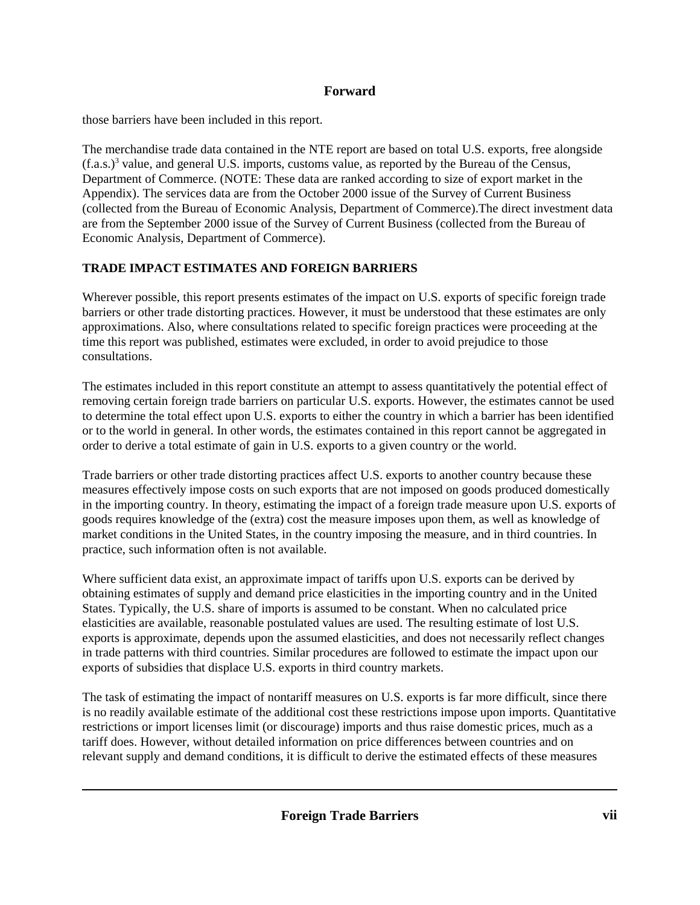those barriers have been included in this report.

The merchandise trade data contained in the NTE report are based on total U.S. exports, free alongside (f.a.s.)[3] value, and general U.S. imports, customs value, as reported by the Bureau of the Census, Department of Commerce. (NOTE: These data are ranked according to size of export market in the Appendix). The services data are from the October 2000 issue of the Survey of Current Business (collected from the Bureau of Economic Analysis, Department of Commerce).The direct investment data are from the September 2000 issue of the Survey of Current Business (collected from the Bureau of Economic Analysis, Department of Commerce).

**TRADE IMPACT ESTIMATES AND FOREIGN BARRIERS**

Wherever possible, this report presents estimates of the impact on U.S. exports of specific foreign trade barriers or other trade distorting practices. However, it must be understood that these estimates are only approximations. Also, where consultations related to specific foreign practices were proceeding at the time this report was published, estimates were excluded, in order to avoid prejudice to those consultations.

The estimates included in this report constitute an attempt to assess quantitatively the potential effect of removing certain foreign trade barriers on particular U.S. exports. However, the estimates cannot be used to determine the total effect upon U.S. exports to either the country in which a barrier has been identified or to the world in general. In other words, the estimates contained in this report cannot be aggregated in order to derive a total estimate of gain in U.S. exports to a given country or the world.

Trade barriers or other trade distorting practices affect U.S. exports to another country because these measures effectively impose costs on such exports that are not imposed on goods produced domestically in the importing country. In theory, estimating the impact of a foreign trade measure upon U.S. exports of goods requires knowledge of the (extra) cost the measure imposes upon them, as well as knowledge of market conditions in the United States, in the country imposing the measure, and in third countries. In practice, such information often is not available.

Where sufficient data exist, an approximate impact of tariffs upon U.S. exports can be derived by obtaining estimates of supply and demand price elasticities in the importing country and in the United States. Typically, the U.S. share of imports is assumed to be constant. When no calculated price elasticities are available, reasonable postulated values are used. The resulting estimate of lost U.S. exports is approximate, depends upon the assumed elasticities, and does not necessarily reflect changes in trade patterns with third countries. Similar procedures are followed to estimate the impact upon our exports of subsidies that displace U.S. exports in third country markets.

The task of estimating the impact of nontariff measures on U.S. exports is far more difficult, since there is no readily available estimate of the additional cost these restrictions impose upon imports. Quantitative restrictions or import licenses limit (or discourage) imports and thus raise domestic prices, much as a tariff does. However, without detailed information on price differences between countries and on relevant supply and demand conditions, it is difficult to derive the estimated effects of these measures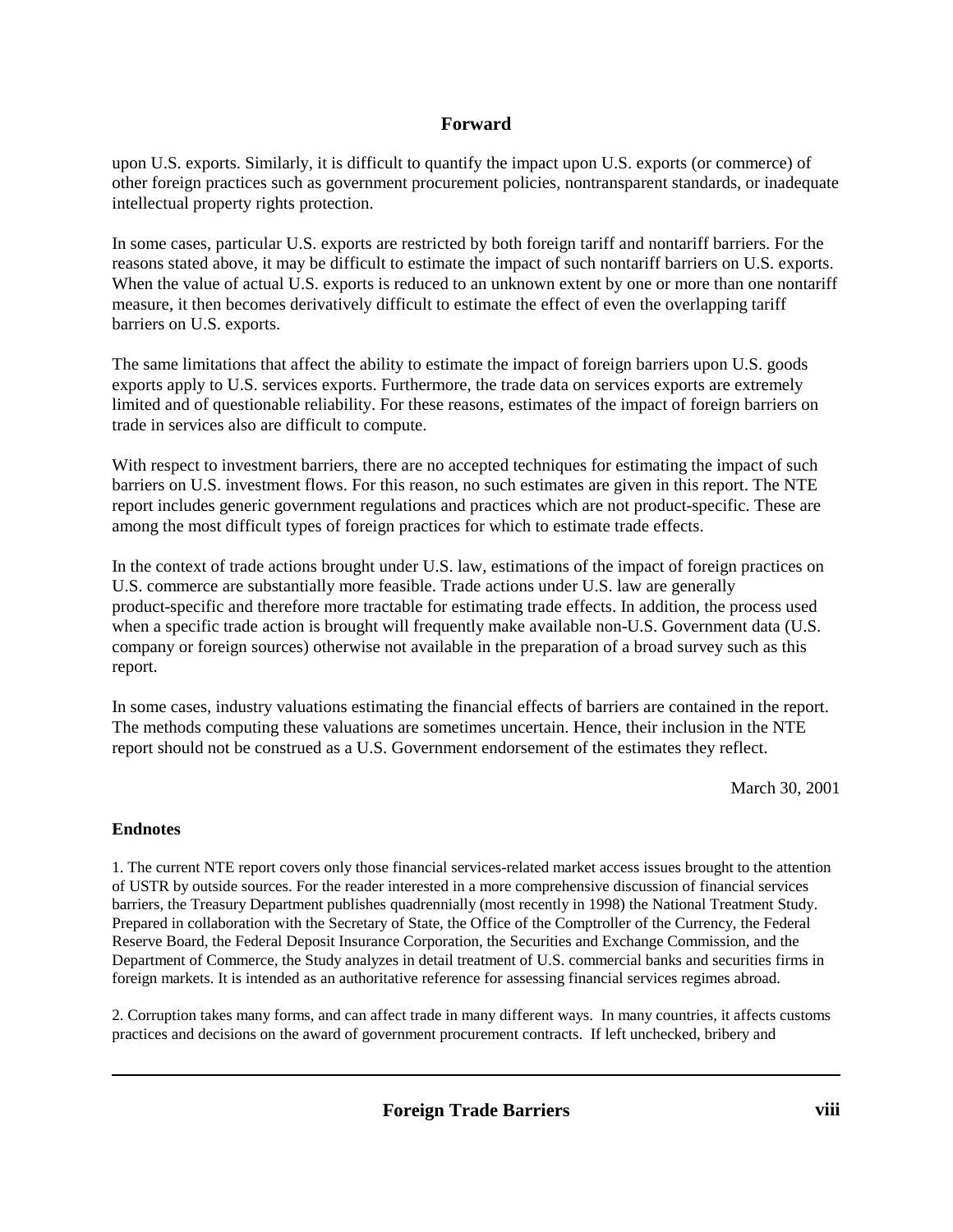# Forward

upon U.S. exports. Similarly, it is difficult to quantify the impact upon U.S. exports (or commerce) of other foreign practices such as government procurement policies, nontransparent standards, or inadequate intellectual property rights protection.

In some cases, particular U.S. exports are restricted by both foreign tariff and nontariff barriers. For the reasons stated above, it may be difficult to estimate the impact of such nontariff barriers on U.S. exports. When the value of actual U.S. exports is reduced to an unknown extent by one or more than one nontariff measure, it then becomes derivatively difficult to estimate the effect of even the overlapping tariff barriers on U.S. exports.

The same limitations that affect the ability to estimate the impact of foreign barriers upon U.S. goods exports apply to U.S. services exports. Furthermore, the trade data on services exports are extremely limited and of questionable reliability. For these reasons, estimates of the impact of foreign barriers on trade in services also are difficult to compute.

With respect to investment barriers, there are no accepted techniques for estimating the impact of such barriers on U.S. investment flows. For this reason, no such estimates are given in this report. The NTE report includes generic government regulations and practices which are not product-specific. These are among the most difficult types of foreign practices for which to estimate trade effects.

In the context of trade actions brought under U.S. law, estimations of the impact of foreign practices on U.S. commerce are substantially more feasible. Trade actions under U.S. law are generally product-specific and therefore more tractable for estimating trade effects. In addition, the process used when a specific trade action is brought will frequently make available non-U.S. Government data (U.S. company or foreign sources) otherwise not available in the preparation of a broad survey such as this report.

In some cases, industry valuations estimating the financial effects of barriers are contained in the report. The methods computing these valuations are sometimes uncertain. Hence, their inclusion in the NTE report should not be construed as a U.S. Government endorsement of the estimates they reflect.

March 30, 2001

**Endnotes**

1. The current NTE report covers only those financial services-related market access issues brought to the attention of USTR by outside sources. For the reader interested in a more comprehensive discussion of financial services barriers, the Treasury Department publishes quadrennially (most recently in 1998) the National Treatment Study. Prepared in collaboration with the Secretary of State, the Office of the Comptroller of the Currency, the Federal Reserve Board, the Federal Deposit Insurance Corporation, the Securities and Exchange Commission, and the Department of Commerce, the Study analyzes in detail treatment of U.S. commercial banks and securities firms in foreign markets. It is intended as an authoritative reference for assessing financial services regimes abroad.

2. Corruption takes many forms, and can affect trade in many different ways. In many countries, it affects customs practices and decisions on the award of government procurement contracts. If left unchecked, bribery and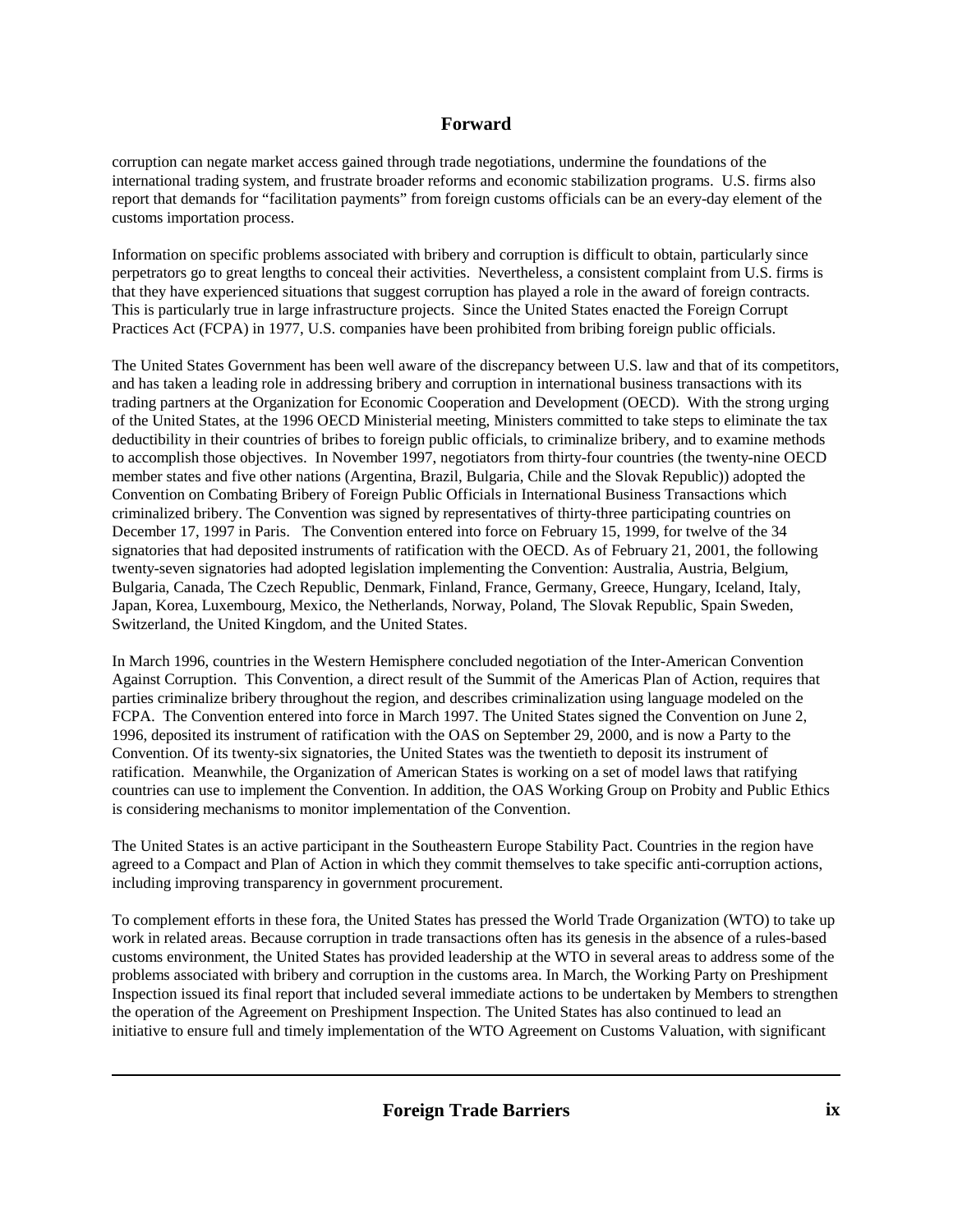## Forward

corruption can negate market access gained through trade negotiations, undermine the foundations of the international trading system, and frustrate broader reforms and economic stabilization programs. U.S. firms also report that demands for "facilitation payments" from foreign customs officials can be an every-day element of the customs importation process.

Information on specific problems associated with bribery and corruption is difficult to obtain, particularly since perpetrators go to great lengths to conceal their activities. Nevertheless, a consistent complaint from U.S. firms is that they have experienced situations that suggest corruption has played a role in the award of foreign contracts. This is particularly true in large infrastructure projects. Since the United States enacted the Foreign Corrupt Practices Act (FCPA) in 1977, U.S. companies have been prohibited from bribing foreign public officials.

The United States Government has been well aware of the discrepancy between U.S. law and that of its competitors, and has taken a leading role in addressing bribery and corruption in international business transactions with its trading partners at the Organization for Economic Cooperation and Development (OECD). With the strong urging of the United States, at the 1996 OECD Ministerial meeting, Ministers committed to take steps to eliminate the tax deductibility in their countries of bribes to foreign public officials, to criminalize bribery, and to examine methods to accomplish those objectives. In November 1997, negotiators from thirty-four countries (the twenty-nine OECD member states and five other nations (Argentina, Brazil, Bulgaria, Chile and the Slovak Republic)) adopted the Convention on Combating Bribery of Foreign Public Officials in International Business Transactions which criminalized bribery. The Convention was signed by representatives of thirty-three participating countries on December 17, 1997 in Paris. The Convention entered into force on February 15, 1999, for twelve of the 34 signatories that had deposited instruments of ratification with the OECD. As of February 21, 2001, the following twenty-seven signatories had adopted legislation implementing the Convention: Australia, Austria, Belgium, Bulgaria, Canada, The Czech Republic, Denmark, Finland, France, Germany, Greece, Hungary, Iceland, Italy, Japan, Korea, Luxembourg, Mexico, the Netherlands, Norway, Poland, The Slovak Republic, Spain Sweden, Switzerland, the United Kingdom, and the United States.

In March 1996, countries in the Western Hemisphere concluded negotiation of the Inter-American Convention Against Corruption. This Convention, a direct result of the Summit of the Americas Plan of Action, requires that parties criminalize bribery throughout the region, and describes criminalization using language modeled on the FCPA. The Convention entered into force in March 1997. The United States signed the Convention on June 2, 1996, deposited its instrument of ratification with the OAS on September 29, 2000, and is now a Party to the Convention. Of its twenty-six signatories, the United States was the twentieth to deposit its instrument of ratification. Meanwhile, the Organization of American States is working on a set of model laws that ratifying countries can use to implement the Convention. In addition, the OAS Working Group on Probity and Public Ethics is considering mechanisms to monitor implementation of the Convention.

The United States is an active participant in the Southeastern Europe Stability Pact. Countries in the region have agreed to a Compact and Plan of Action in which they commit themselves to take specific anti-corruption actions, including improving transparency in government procurement.

To complement efforts in these fora, the United States has pressed the World Trade Organization (WTO) to take up work in related areas. Because corruption in trade transactions often has its genesis in the absence of a rules-based customs environment, the United States has provided leadership at the WTO in several areas to address some of the problems associated with bribery and corruption in the customs area. In March, the Working Party on Preshipment Inspection issued its final report that included several immediate actions to be undertaken by Members to strengthen the operation of the Agreement on Preshipment Inspection. The United States has also continued to lead an initiative to ensure full and timely implementation of the WTO Agreement on Customs Valuation, with significant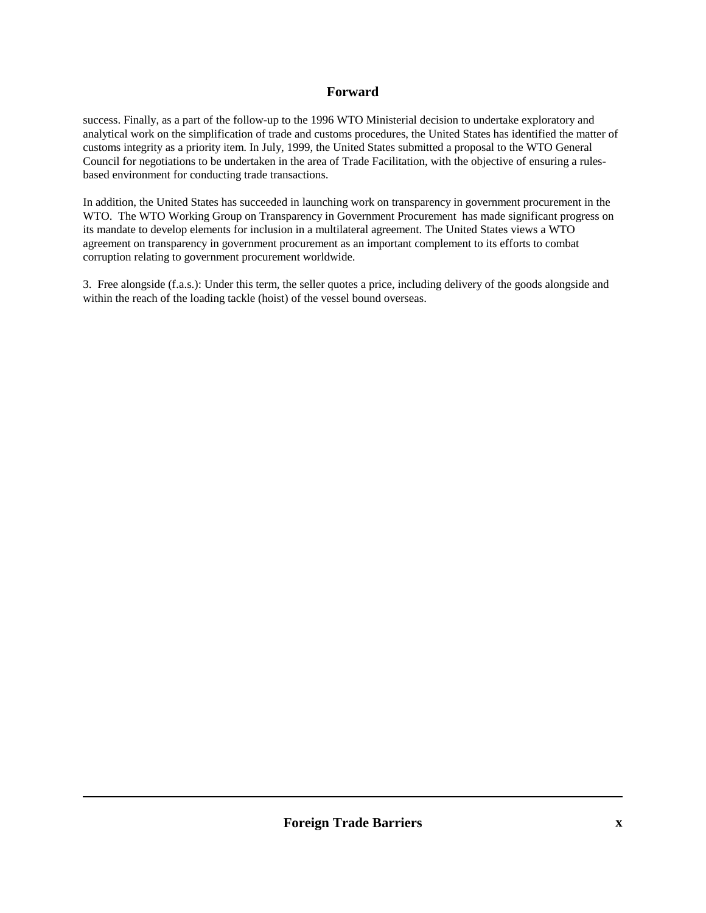# Forward

success. Finally, as a part of the follow-up to the 1996 WTO Ministerial decision to undertake exploratory and analytical work on the simplification of trade and customs procedures, the United States has identified the matter of customs integrity as a priority item. In July, 1999, the United States submitted a proposal to the WTO General Council for negotiations to be undertaken in the area of Trade Facilitation, with the objective of ensuring a rules-based environment for conducting trade transactions.

In addition, the United States has succeeded in launching work on transparency in government procurement in the WTO. The WTO Working Group on Transparency in Government Procurement has made significant progress on its mandate to develop elements for inclusion in a multilateral agreement. The United States views a WTO agreement on transparency in government procurement as an important complement to its efforts to combat corruption relating to government procurement worldwide.

3. Free alongside (f.a.s.): Under this term, the seller quotes a price, including delivery of the goods alongside and within the reach of the loading tackle (hoist) of the vessel bound overseas.